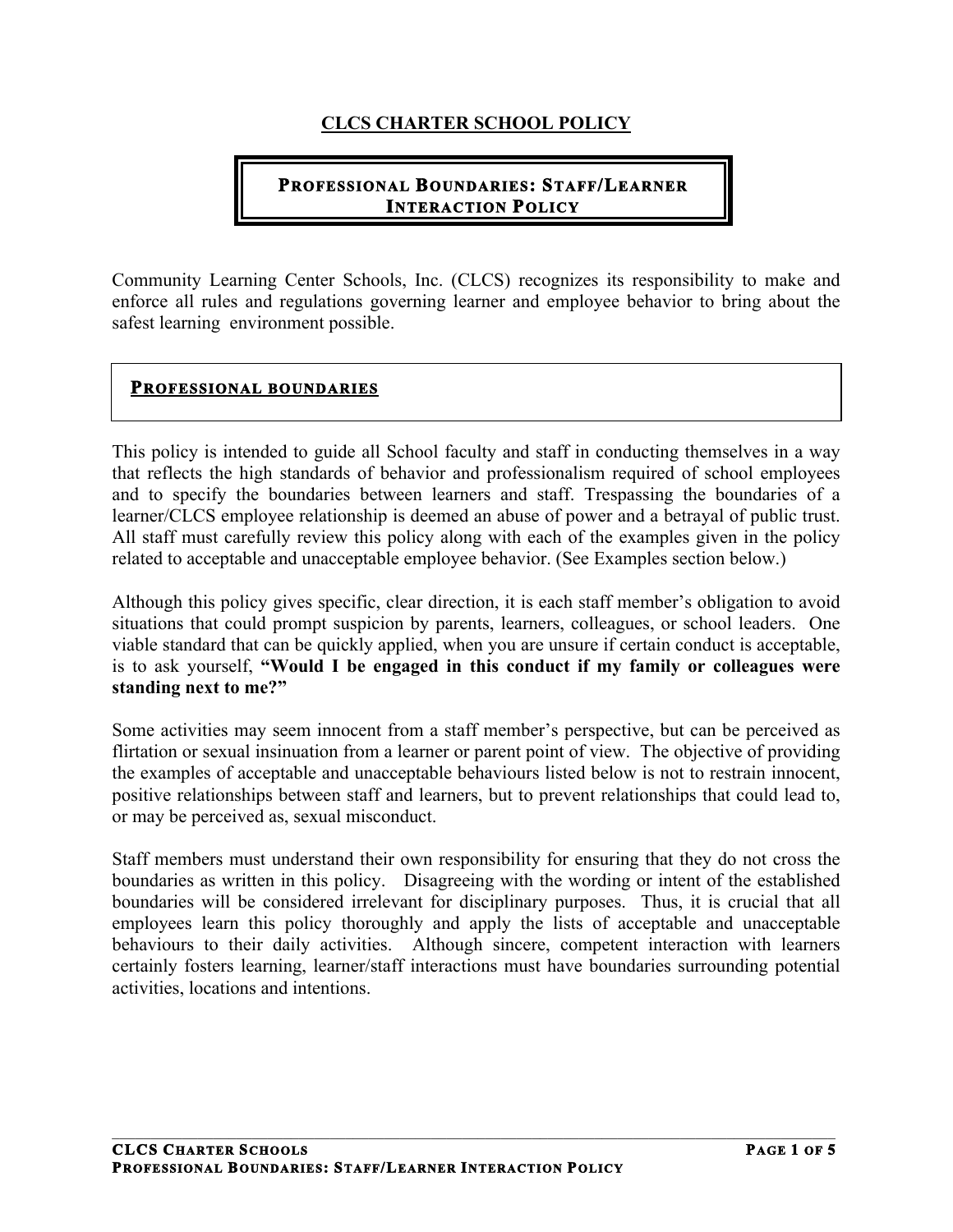# CLCS CHARTER SCHOOL POLICY

## PROFESSIONAL BOUNDARIES: STAFF/LEARNER INTERACTION POLICY

Community Learning Center Schools, Inc. (CLCS) recognizes its responsibility to make and enforce all rules and regulations governing learner and employee behavior to bring about the safest learning environment possible.

### PROFESSIONAL BOUNDARIES

This policy is intended to guide all School faculty and staff in conducting themselves in a way that reflects the high standards of behavior and professionalism required of school employees and to specify the boundaries between learners and staff. Trespassing the boundaries of a learner/CLCS employee relationship is deemed an abuse of power and a betrayal of public trust. All staff must carefully review this policy along with each of the examples given in the policy related to acceptable and unacceptable employee behavior. (See Examples section below.)

Although this policy gives specific, clear direction, it is each staff member's obligation to avoid situations that could prompt suspicion by parents, learners, colleagues, or school leaders. One viable standard that can be quickly applied, when you are unsure if certain conduct is acceptable, is to ask yourself, **"Would I be engaged in this conduct if my family or colleagues were standing next to me?"**

Some activities may seem innocent from a staff member's perspective, but can be perceived as flirtation or sexual insinuation from a learner or parent point of view. The objective of providing the examples of acceptable and unacceptable behaviours listed below is not to restrain innocent, positive relationships between staff and learners, but to prevent relationships that could lead to, or may be perceived as, sexual misconduct.

Staff members must understand their own responsibility for ensuring that they do not cross the boundaries as written in this policy. Disagreeing with the wording or intent of the established boundaries will be considered irrelevant for disciplinary purposes. Thus, it is crucial that all employees learn this policy thoroughly and apply the lists of acceptable and unacceptable behaviours to their daily activities. Although sincere, competent interaction with learners certainly fosters learning, learner/staff interactions must have boundaries surrounding potential activities, locations and intentions.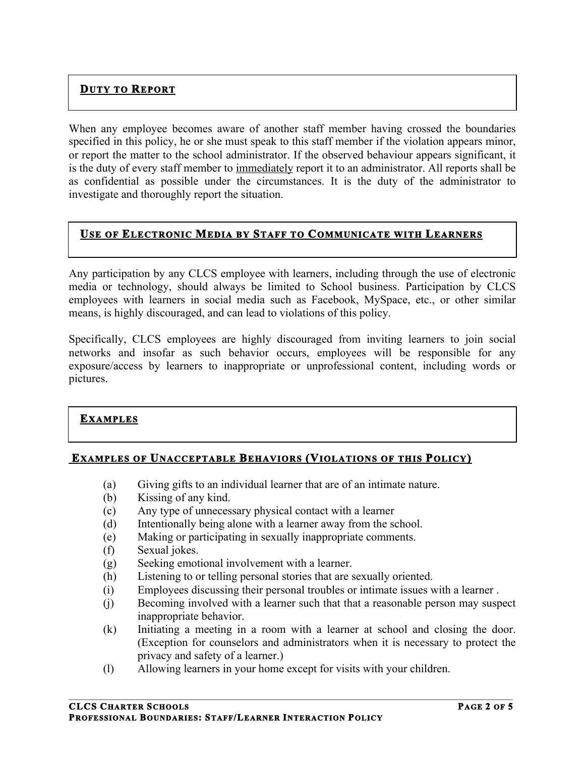## Duty to Report

When any employee becomes aware of another staff member having crossed the boundaries specified in this policy, he or she must speak to this staff member if the violation appears minor, or report the matter to the school administrator. If the observed behaviour appears significant, it is the duty of every staff member to <u>immediately</u> report it to an administrator. All reports shall be as confidential as possible under the circumstances. It is the duty of the administrator to investigate and thoroughly report the situation.

## Use of Electronic Media by Staff to Communicate with Learners

Any participation by any CLCS employee with learners, including through the use of electronic media or technology, should always be limited to School business. Participation by CLCS employees with learners in social media such as Facebook, MySpace, etc., or other similar means, is highly discouraged, and can lead to violations of this policy.

Specifically, CLCS employees are highly discouraged from inviting learners to join social networks and insofar as such behavior occurs, employees will be responsible for any exposure/access by learners to inappropriate or unprofessional content, including words or pictures.

## Examples

### Examples of Unacceptable Behaviors (Violations of this Policy)

(a) Giving gifts to an individual learner that are of an intimate nature.
(b) Kissing of any kind.
(c) Any type of unnecessary physical contact with a learner
(d) Intentionally being alone with a learner away from the school.
(e) Making or participating in sexually inappropriate comments.
(f) Sexual jokes.
(g) Seeking emotional involvement with a learner.
(h) Listening to or telling personal stories that are sexually oriented.
(i) Employees discussing their personal troubles or intimate issues with a learner .
(j) Becoming involved with a learner such that that a reasonable person may suspect inappropriate behavior.
(k) Initiating a meeting in a room with a learner at school and closing the door. (Exception for counselors and administrators when it is necessary to protect the privacy and safety of a learner.)
(l) Allowing learners in your home except for visits with your children.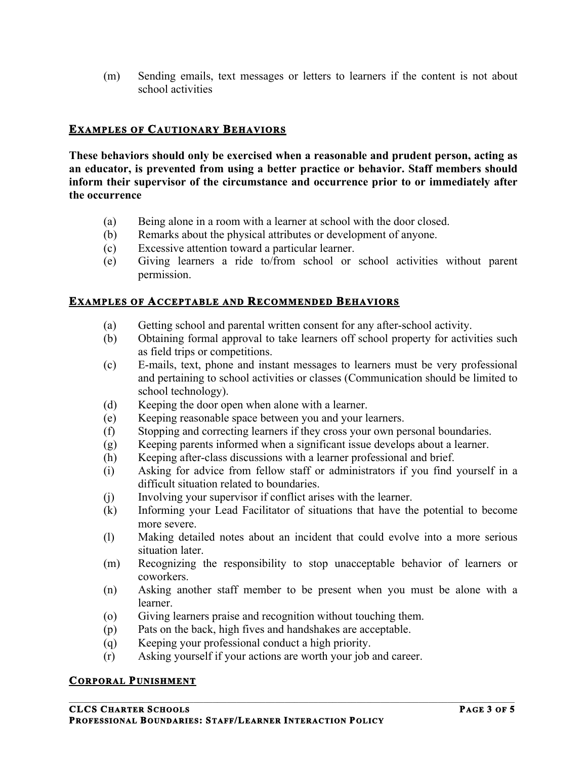(m) Sending emails, text messages or letters to learners if the content is not about school activities

## EXAMPLES OF CAUTIONARY BEHAVIORS

**These behaviors should only be exercised when a reasonable and prudent person, acting as an educator, is prevented from using a better practice or behavior. Staff members should inform their supervisor of the circumstance and occurrence prior to or immediately after the occurrence**

(a) Being alone in a room with a learner at school with the door closed.
(b) Remarks about the physical attributes or development of anyone.
(c) Excessive attention toward a particular learner.
(e) Giving learners a ride to/from school or school activities without parent permission.

## EXAMPLES OF ACCEPTABLE AND RECOMMENDED BEHAVIORS

(a) Getting school and parental written consent for any after-school activity.
(b) Obtaining formal approval to take learners off school property for activities such as field trips or competitions.
(c) E-mails, text, phone and instant messages to learners must be very professional and pertaining to school activities or classes (Communication should be limited to school technology).
(d) Keeping the door open when alone with a learner.
(e) Keeping reasonable space between you and your learners.
(f) Stopping and correcting learners if they cross your own personal boundaries.
(g) Keeping parents informed when a significant issue develops about a learner.
(h) Keeping after-class discussions with a learner professional and brief.
(i) Asking for advice from fellow staff or administrators if you find yourself in a difficult situation related to boundaries.
(j) Involving your supervisor if conflict arises with the learner.
(k) Informing your Lead Facilitator of situations that have the potential to become more severe.
(l) Making detailed notes about an incident that could evolve into a more serious situation later.
(m) Recognizing the responsibility to stop unacceptable behavior of learners or coworkers.
(n) Asking another staff member to be present when you must be alone with a learner.
(o) Giving learners praise and recognition without touching them.
(p) Pats on the back, high fives and handshakes are acceptable.
(q) Keeping your professional conduct a high priority.
(r) Asking yourself if your actions are worth your job and career.

## CORPORAL PUNISHMENT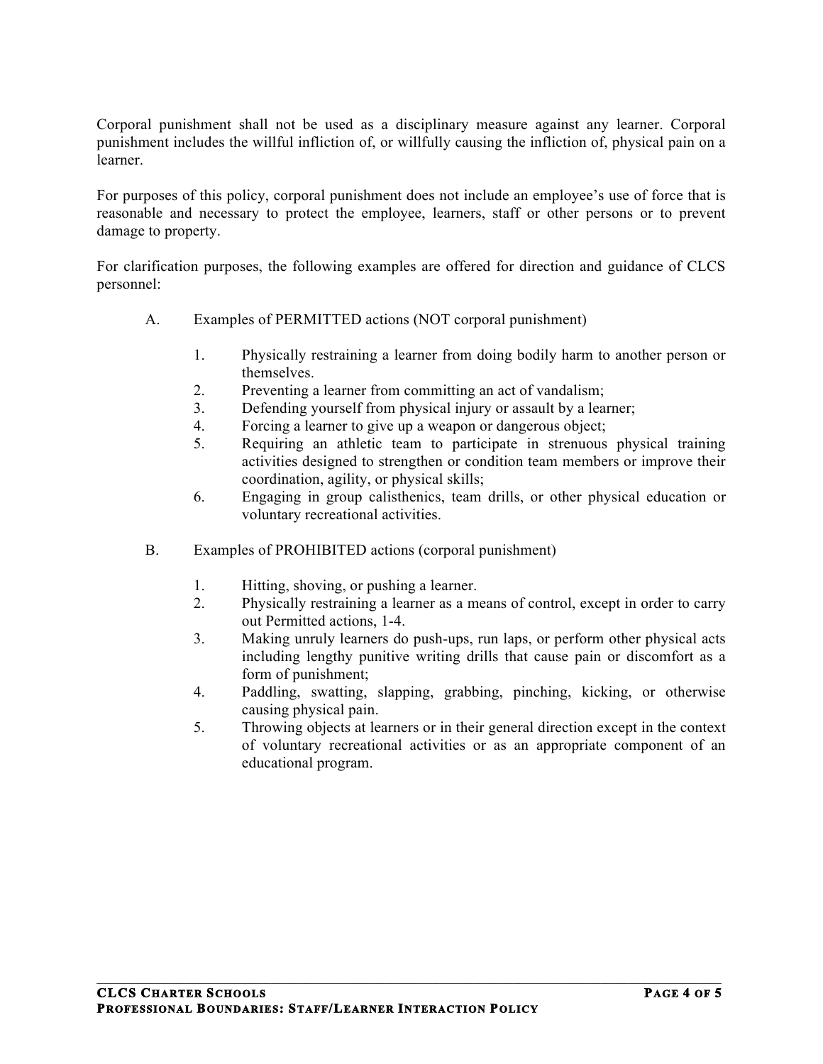Corporal punishment shall not be used as a disciplinary measure against any learner. Corporal punishment includes the willful infliction of, or willfully causing the infliction of, physical pain on a learner.

For purposes of this policy, corporal punishment does not include an employee's use of force that is reasonable and necessary to protect the employee, learners, staff or other persons or to prevent damage to property.

For clarification purposes, the following examples are offered for direction and guidance of CLCS personnel:

A. Examples of PERMITTED actions (NOT corporal punishment)

   1. Physically restraining a learner from doing bodily harm to another person or themselves.
   2. Preventing a learner from committing an act of vandalism;
   3. Defending yourself from physical injury or assault by a learner;
   4. Forcing a learner to give up a weapon or dangerous object;
   5. Requiring an athletic team to participate in strenuous physical training activities designed to strengthen or condition team members or improve their coordination, agility, or physical skills;
   6. Engaging in group calisthenics, team drills, or other physical education or voluntary recreational activities.

B. Examples of PROHIBITED actions (corporal punishment)

   1. Hitting, shoving, or pushing a learner.
   2. Physically restraining a learner as a means of control, except in order to carry out Permitted actions, 1-4.
   3. Making unruly learners do push-ups, run laps, or perform other physical acts including lengthy punitive writing drills that cause pain or discomfort as a form of punishment;
   4. Paddling, swatting, slapping, grabbing, pinching, kicking, or otherwise causing physical pain.
   5. Throwing objects at learners or in their general direction except in the context of voluntary recreational activities or as an appropriate component of an educational program.